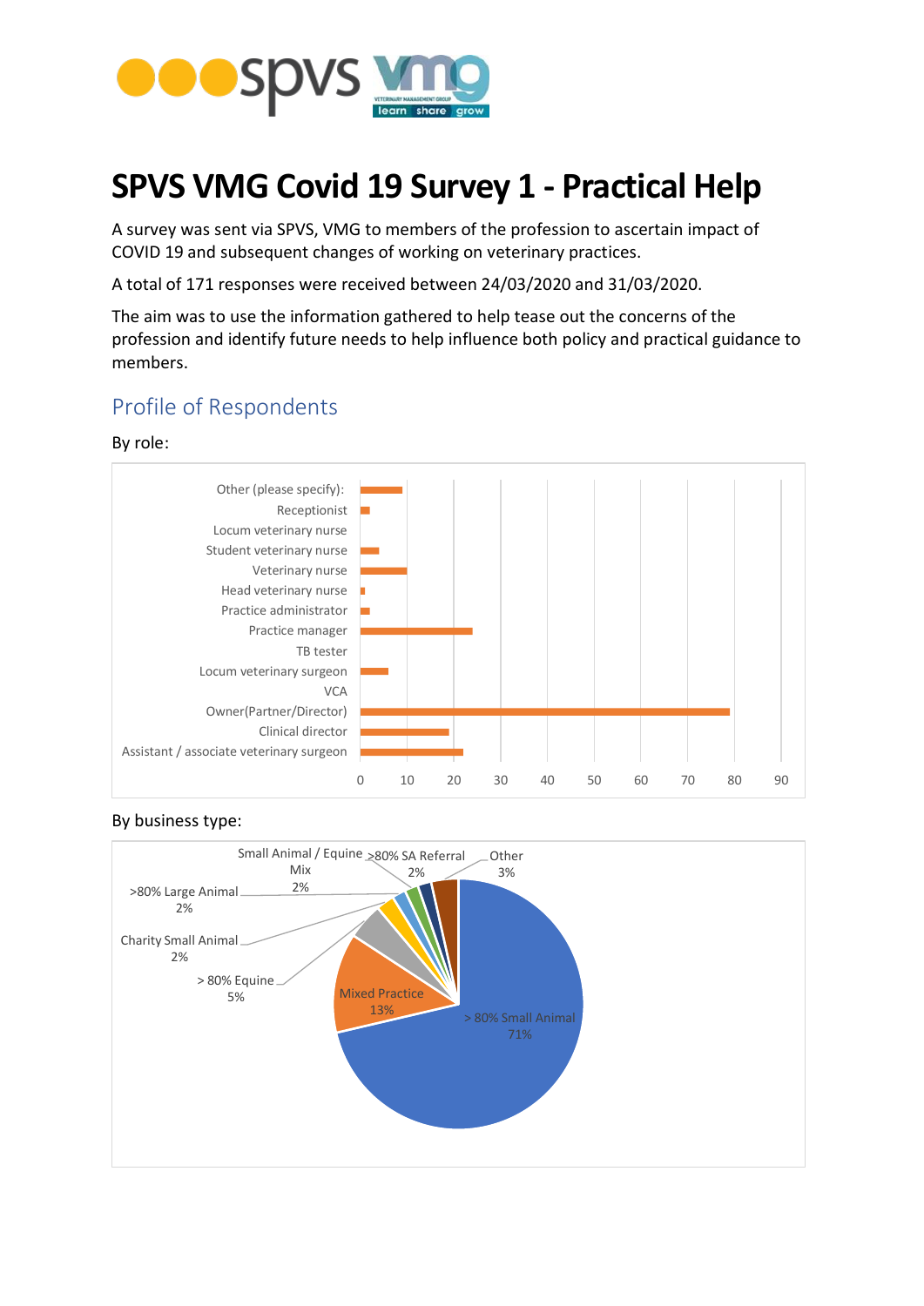# SPVS VMG Covid 19 Survey 1 - Practical Help

A survey was sent via SPVS, VMG to members of the profession to ascertain impact of COVID 19 and subsequent changes of working on veterinary practices.

A total of 171 responses were received between 24/03/2020 and 31/03/2020.

The aim was to use the information gathered to help tease out the concerns of the profession and identify future needs to help influence both policy and practical guidance to members.

## Profile of Respondents

By role:

By business type: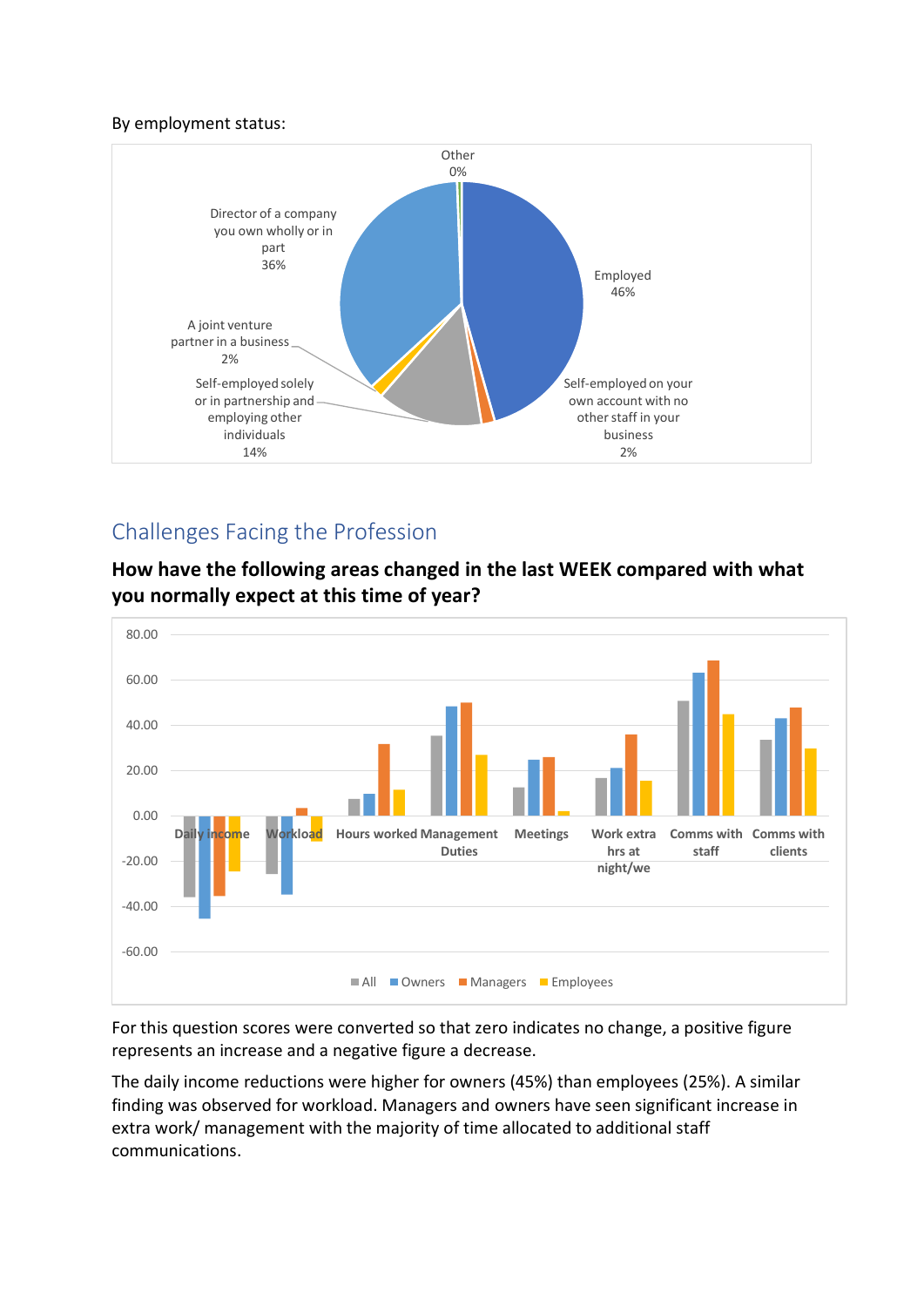By employment status:

Challenges Facing the Profession

**How have the following areas changed in the last WEEK compared with what you normally expect at this time of year?**

For this question scores were converted so that zero indicates no change, a positive figure represents an increase and a negative figure a decrease.

The daily income reductions were higher for owners (45%) than employees (25%). A similar finding was observed for workload. Managers and owners have seen significant increase in extra work/ management with the majority of time allocated to additional staff communications.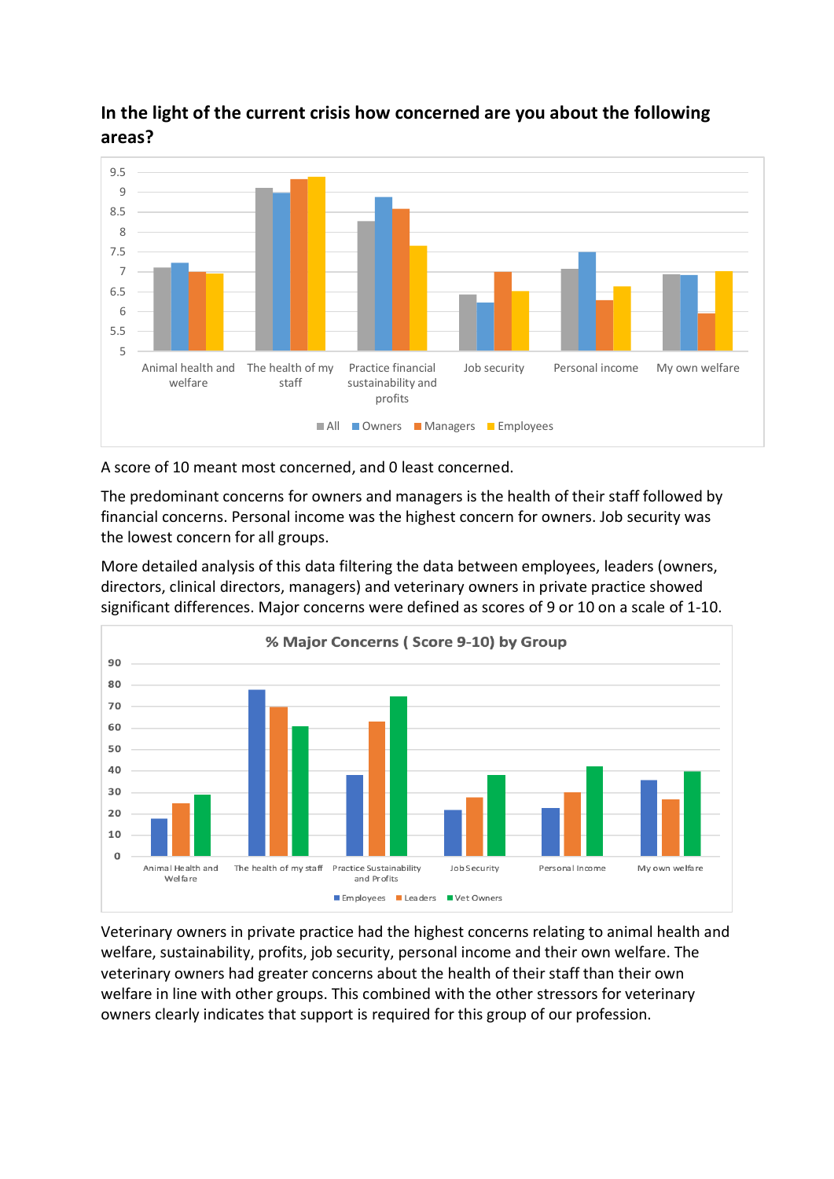## In the light of the current crisis how concerned are you about the following areas?

A score of 10 meant most concerned, and 0 least concerned.

The predominant concerns for owners and managers is the health of their staff followed by financial concerns. Personal income was the highest concern for owners. Job security was the lowest concern for all groups.

More detailed analysis of this data filtering the data between employees, leaders (owners, directors, clinical directors, managers) and veterinary owners in private practice showed significant differences. Major concerns were defined as scores of 9 or 10 on a scale of 1-10.

Veterinary owners in private practice had the highest concerns relating to animal health and welfare, sustainability, profits, job security, personal income and their own welfare. The veterinary owners had greater concerns about the health of their staff than their own welfare in line with other groups. This combined with the other stressors for veterinary owners clearly indicates that support is required for this group of our profession.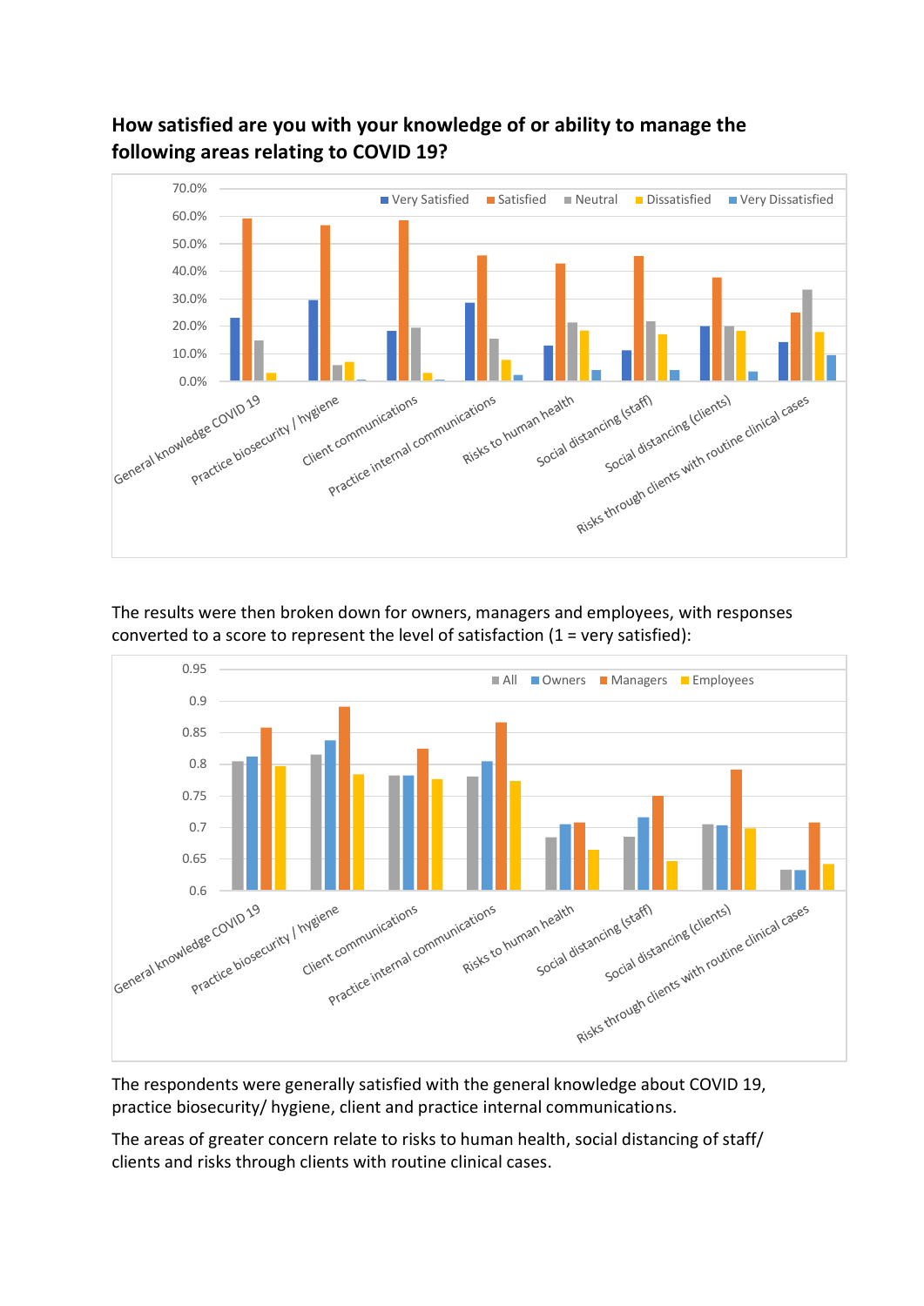**How satisfied are you with your knowledge of or ability to manage the following areas relating to COVID 19?**

The results were then broken down for owners, managers and employees, with responses converted to a score to represent the level of satisfaction (1 = very satisfied):

The respondents were generally satisfied with the general knowledge about COVID 19, practice biosecurity/ hygiene, client and practice internal communications.

The areas of greater concern relate to risks to human health, social distancing of staff/ clients and risks through clients with routine clinical cases.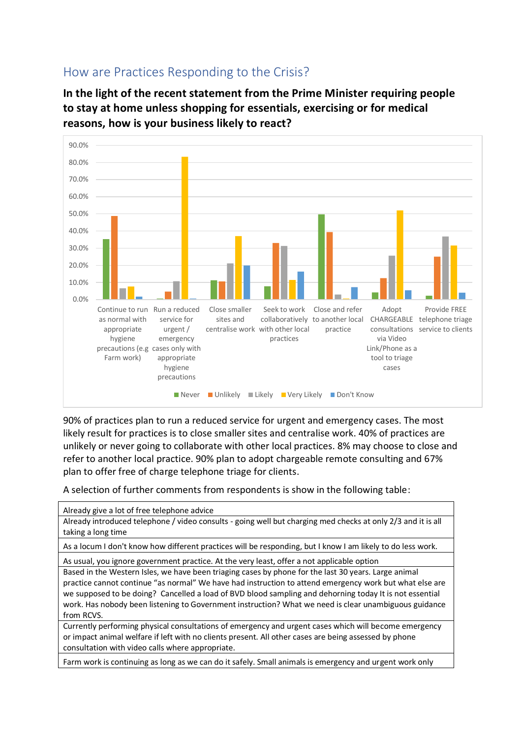## How are Practices Responding to the Crisis?

**In the light of the recent statement from the Prime Minister requiring people to stay at home unless shopping for essentials, exercising or for medical reasons, how is your business likely to react?**

90% of practices plan to run a reduced service for urgent and emergency cases. The most likely result for practices is to close smaller sites and centralise work. 40% of practices are unlikely or never going to collaborate with other local practices. 8% may choose to close and refer to another local practice. 90% plan to adopt chargeable remote consulting and 67% plan to offer free of charge telephone triage for clients.

A selection of further comments from respondents is show in the following table:

| Already give a lot of free telephone advice |
|---|
| Already introduced telephone / video consults - going well but charging med checks at only 2/3 and it is all taking a long time |
| As a locum I don't know how different practices will be responding, but I know I am likely to do less work. |
| As usual, you ignore government practice. At the very least, offer a not applicable option |
| Based in the Western Isles, we have been triaging cases by phone for the last 30 years. Large animal practice cannot continue "as normal" We have had instruction to attend emergency work but what else are we supposed to be doing? Cancelled a load of BVD blood sampling and dehorning today It is not essential work. Has nobody been listening to Government instruction? What we need is clear unambiguous guidance from RCVS. |
| Currently performing physical consultations of emergency and urgent cases which will become emergency or impact animal welfare if left with no clients present. All other cases are being assessed by phone consultation with video calls where appropriate. |
| Farm work is continuing as long as we can do it safely. Small animals is emergency and urgent work only |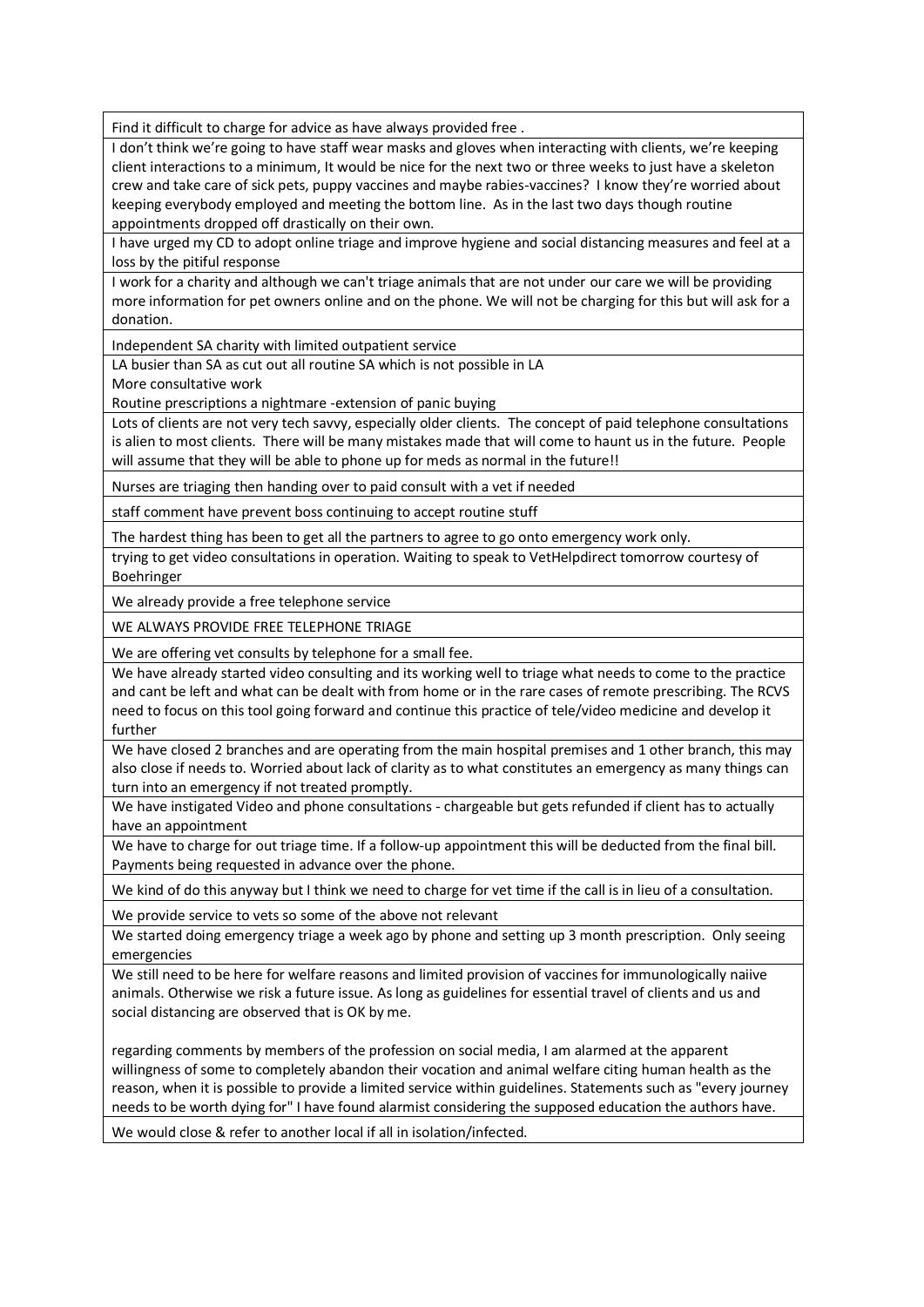| Find it difficult to charge for advice as have always provided free . |
|---|
| I don't think we're going to have staff wear masks and gloves when interacting with clients, we're keeping client interactions to a minimum, It would be nice for the next two or three weeks to just have a skeleton crew and take care of sick pets, puppy vaccines and maybe rabies-vaccines? I know they're worried about keeping everybody employed and meeting the bottom line. As in the last two days though routine appointments dropped off drastically on their own. |
| I have urged my CD to adopt online triage and improve hygiene and social distancing measures and feel at a loss by the pitiful response |
| I work for a charity and although we can't triage animals that are not under our care we will be providing more information for pet owners online and on the phone. We will not be charging for this but will ask for a donation. |
| Independent SA charity with limited outpatient service |
| LA busier than SA as cut out all routine SA which is not possible in LA<br>More consultative work<br>Routine prescriptions a nightmare -extension of panic buying |
| Lots of clients are not very tech savvy, especially older clients. The concept of paid telephone consultations is alien to most clients. There will be many mistakes made that will come to haunt us in the future. People will assume that they will be able to phone up for meds as normal in the future!! |
| Nurses are triaging then handing over to paid consult with a vet if needed |
| staff comment have prevent boss continuing to accept routine stuff |
| The hardest thing has been to get all the partners to agree to go onto emergency work only. |
| trying to get video consultations in operation. Waiting to speak to VetHelpdirect tomorrow courtesy of Boehringer |
| We already provide a free telephone service |
| WE ALWAYS PROVIDE FREE TELEPHONE TRIAGE |
| We are offering vet consults by telephone for a small fee. |
| We have already started video consulting and its working well to triage what needs to come to the practice and cant be left and what can be dealt with from home or in the rare cases of remote prescribing. The RCVS need to focus on this tool going forward and continue this practice of tele/video medicine and develop it further |
| We have closed 2 branches and are operating from the main hospital premises and 1 other branch, this may also close if needs to. Worried about lack of clarity as to what constitutes an emergency as many things can turn into an emergency if not treated promptly. |
| We have instigated Video and phone consultations - chargeable but gets refunded if client has to actually have an appointment |
| We have to charge for out triage time. If a follow-up appointment this will be deducted from the final bill. Payments being requested in advance over the phone. |
| We kind of do this anyway but I think we need to charge for vet time if the call is in lieu of a consultation. |
| We provide service to vets so some of the above not relevant |
| We started doing emergency triage a week ago by phone and setting up 3 month prescription. Only seeing emergencies |
| We still need to be here for welfare reasons and limited provision of vaccines for immunologically naiive animals. Otherwise we risk a future issue. As long as guidelines for essential travel of clients and us and social distancing are observed that is OK by me.<br><br>regarding comments by members of the profession on social media, I am alarmed at the apparent willingness of some to completely abandon their vocation and animal welfare citing human health as the reason, when it is possible to provide a limited service within guidelines. Statements such as "every journey needs to be worth dying for" I have found alarmist considering the supposed education the authors have. |
| We would close & refer to another local if all in isolation/infected. |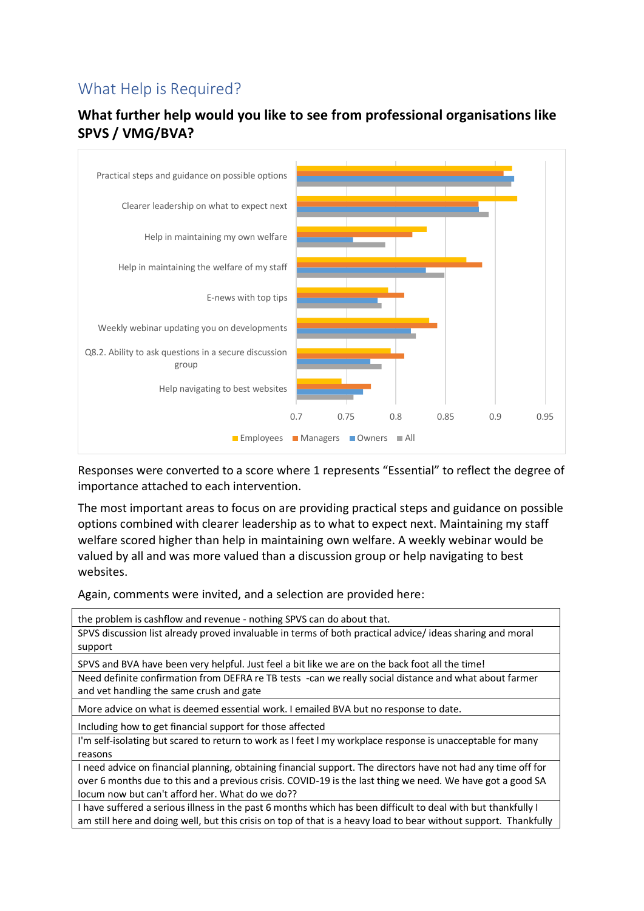## What Help is Required?

### What further help would you like to see from professional organisations like SPVS / VMG/BVA?

Responses were converted to a score where 1 represents "Essential" to reflect the degree of importance attached to each intervention.

The most important areas to focus on are providing practical steps and guidance on possible options combined with clearer leadership as to what to expect next. Maintaining my staff welfare scored higher than help in maintaining own welfare. A weekly webinar would be valued by all and was more valued than a discussion group or help navigating to best websites.

Again, comments were invited, and a selection are provided here:

| |
|---|
| the problem is cashflow and revenue - nothing SPVS can do about that. |
| SPVS discussion list already proved invaluable in terms of both practical advice/ ideas sharing and moral support |
| SPVS and BVA have been very helpful. Just feel a bit like we are on the back foot all the time! |
| Need definite confirmation from DEFRA re TB tests -can we really social distance and what about farmer and vet handling the same crush and gate |
| More advice on what is deemed essential work. I emailed BVA but no response to date. |
| Including how to get financial support for those affected |
| I'm self-isolating but scared to return to work as I feet I my workplace response is unacceptable for many reasons |
| I need advice on financial planning, obtaining financial support. The directors have not had any time off for over 6 months due to this and a previous crisis. COVID-19 is the last thing we need. We have got a good SA locum now but can't afford her. What do we do?? |
| I have suffered a serious illness in the past 6 months which has been difficult to deal with but thankfully I am still here and doing well, but this crisis on top of that is a heavy load to bear without support. Thankfully |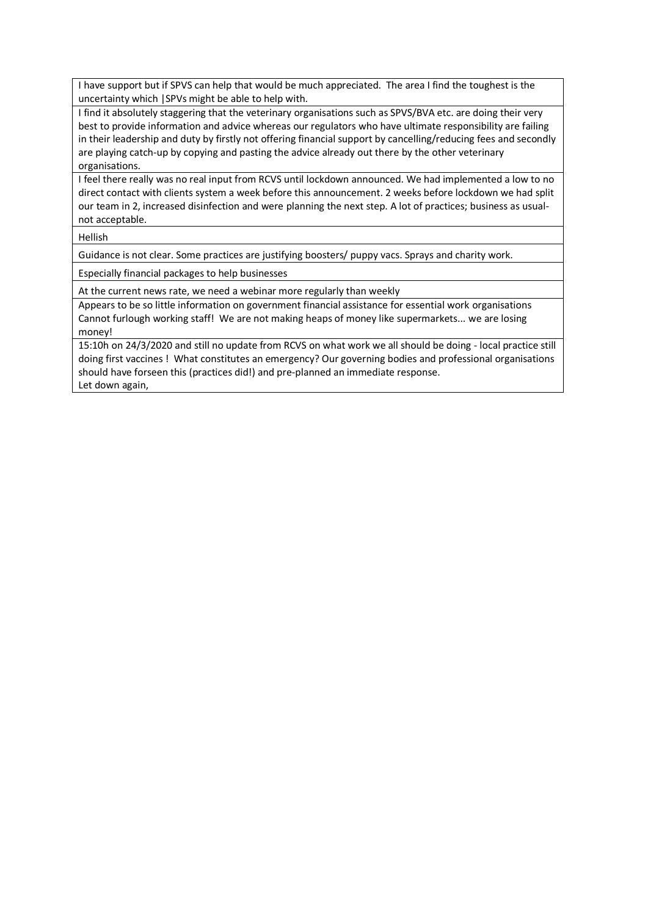| |
|---|
| I have support but if SPVS can help that would be much appreciated. The area I find the toughest is the uncertainty which \|SPVs might be able to help with. |
| I find it absolutely staggering that the veterinary organisations such as SPVS/BVA etc. are doing their very best to provide information and advice whereas our regulators who have ultimate responsibility are failing in their leadership and duty by firstly not offering financial support by cancelling/reducing fees and secondly are playing catch-up by copying and pasting the advice already out there by the other veterinary organisations. |
| I feel there really was no real input from RCVS until lockdown announced. We had implemented a low to no direct contact with clients system a week before this announcement. 2 weeks before lockdown we had split our team in 2, increased disinfection and were planning the next step. A lot of practices; business as usual- not acceptable. |
| Hellish |
| Guidance is not clear. Some practices are justifying boosters/ puppy vacs. Sprays and charity work. |
| Especially financial packages to help businesses |
| At the current news rate, we need a webinar more regularly than weekly |
| Appears to be so little information on government financial assistance for essential work organisations Cannot furlough working staff! We are not making heaps of money like supermarkets... we are losing money! |
| 15:10h on 24/3/2020 and still no update from RCVS on what work we all should be doing - local practice still doing first vaccines ! What constitutes an emergency? Our governing bodies and professional organisations should have forseen this (practices did!) and pre-planned an immediate response. Let down again, |